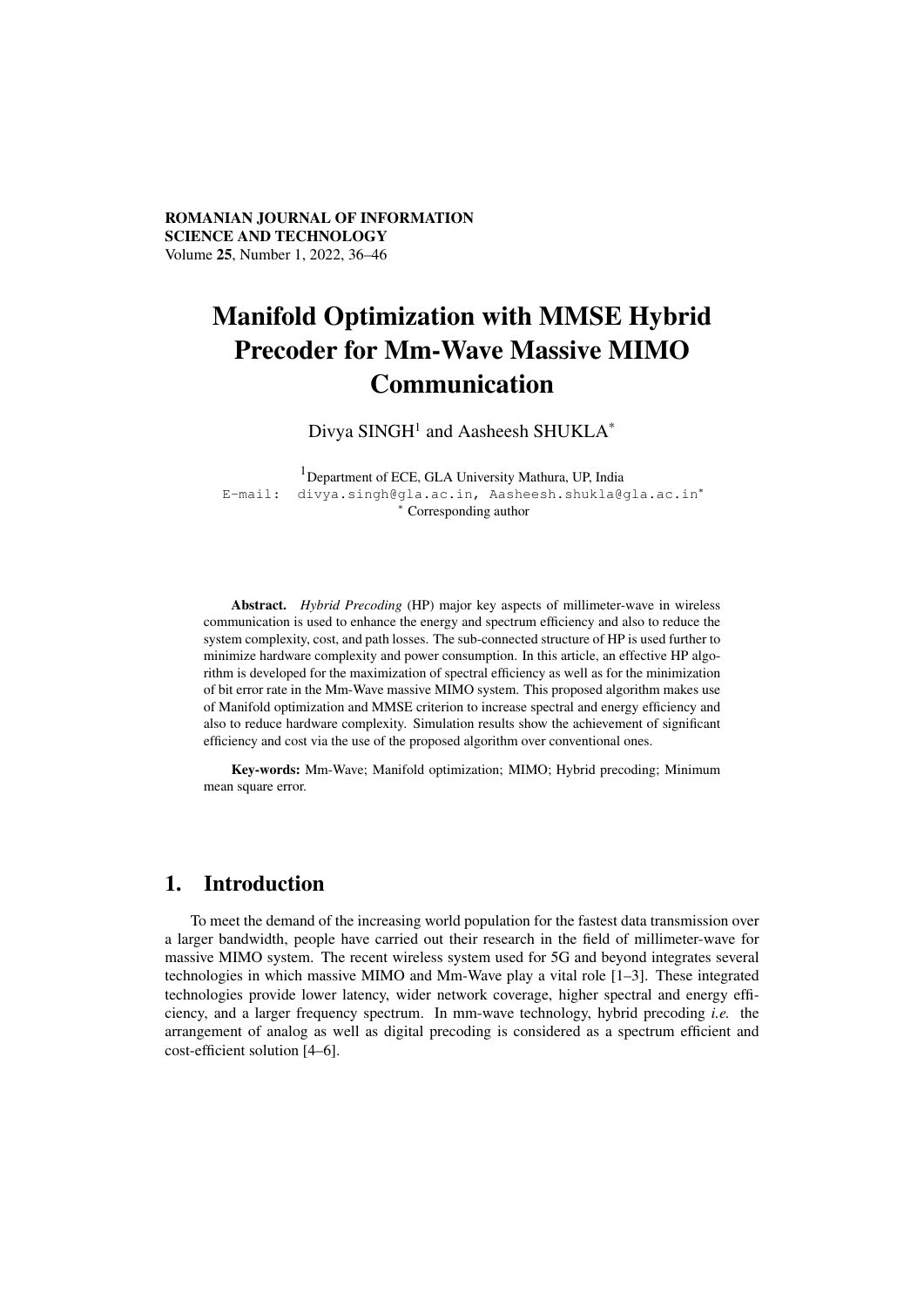**ROMANIAN JOURNAL OF INFORMATION SCIENCE AND TECHNOLOGY**
Volume **25**, Number 1, 2022, 36–46

# Manifold Optimization with MMSE Hybrid Precoder for Mm-Wave Massive MIMO Communication

Divya SINGH[1] and Aasheesh SHUKLA[*]

[1]Department of ECE, GLA University Mathura, UP, India
E-mail: divya.singh@gla.ac.in, Aasheesh.shukla@gla.ac.in[*]
[*] Corresponding author

**Abstract.** *Hybrid Precoding* (HP) major key aspects of millimeter-wave in wireless communication is used to enhance the energy and spectrum efficiency and also to reduce the system complexity, cost, and path losses. The sub-connected structure of HP is used further to minimize hardware complexity and power consumption. In this article, an effective HP algorithm is developed for the maximization of spectral efficiency as well as for the minimization of bit error rate in the Mm-Wave massive MIMO system. This proposed algorithm makes use of Manifold optimization and MMSE criterion to increase spectral and energy efficiency and also to reduce hardware complexity. Simulation results show the achievement of significant efficiency and cost via the use of the proposed algorithm over conventional ones.

**Key-words:** Mm-Wave; Manifold optimization; MIMO; Hybrid precoding; Minimum mean square error.

## 1. Introduction

To meet the demand of the increasing world population for the fastest data transmission over a larger bandwidth, people have carried out their research in the field of millimeter-wave for massive MIMO system. The recent wireless system used for 5G and beyond integrates several technologies in which massive MIMO and Mm-Wave play a vital role [1–3]. These integrated technologies provide lower latency, wider network coverage, higher spectral and energy efficiency, and a larger frequency spectrum. In mm-wave technology, hybrid precoding *i.e.* the arrangement of analog as well as digital precoding is considered as a spectrum efficient and cost-efficient solution [4–6].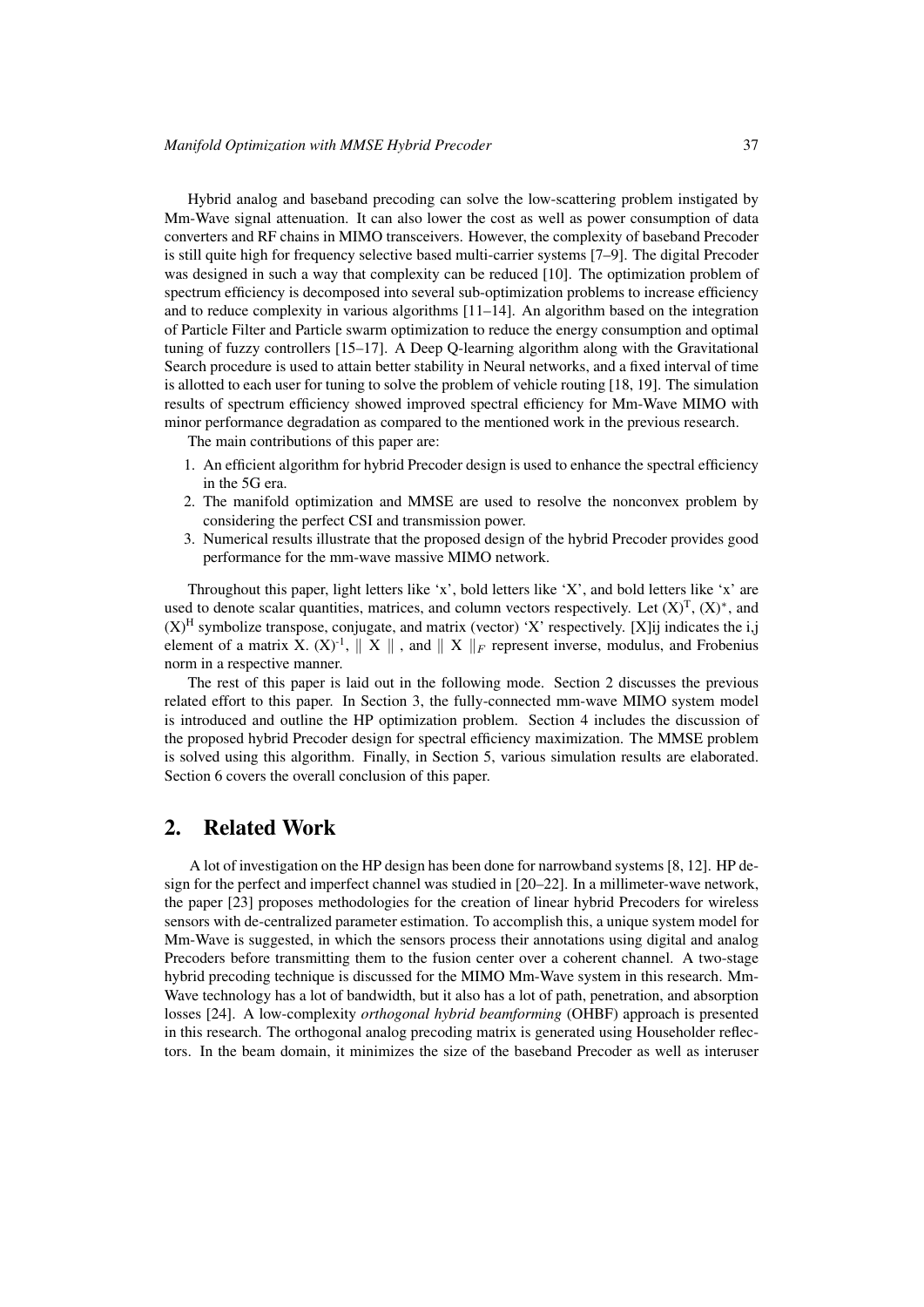Hybrid analog and baseband precoding can solve the low-scattering problem instigated by Mm-Wave signal attenuation. It can also lower the cost as well as power consumption of data converters and RF chains in MIMO transceivers. However, the complexity of baseband Precoder is still quite high for frequency selective based multi-carrier systems [7–9]. The digital Precoder was designed in such a way that complexity can be reduced [10]. The optimization problem of spectrum efficiency is decomposed into several sub-optimization problems to increase efficiency and to reduce complexity in various algorithms [11–14]. An algorithm based on the integration of Particle Filter and Particle swarm optimization to reduce the energy consumption and optimal tuning of fuzzy controllers [15–17]. A Deep Q-learning algorithm along with the Gravitational Search procedure is used to attain better stability in Neural networks, and a fixed interval of time is allotted to each user for tuning to solve the problem of vehicle routing [18, 19]. The simulation results of spectrum efficiency showed improved spectral efficiency for Mm-Wave MIMO with minor performance degradation as compared to the mentioned work in the previous research.

The main contributions of this paper are:

1. An efficient algorithm for hybrid Precoder design is used to enhance the spectral efficiency in the 5G era.
2. The manifold optimization and MMSE are used to resolve the nonconvex problem by considering the perfect CSI and transmission power.
3. Numerical results illustrate that the proposed design of the hybrid Precoder provides good performance for the mm-wave massive MIMO network.

Throughout this paper, light letters like 'x', bold letters like 'X', and bold letters like 'x' are used to denote scalar quantities, matrices, and column vectors respectively. Let $(X)^T$, $(X)^*$, and $(X)^H$ symbolize transpose, conjugate, and matrix (vector) 'X' respectively. [X]ij indicates the i,j element of a matrix X. $(X)^{-1}$, $\| X \|$ , and $\| X \|_F$ represent inverse, modulus, and Frobenius norm in a respective manner.

The rest of this paper is laid out in the following mode. Section 2 discusses the previous related effort to this paper. In Section 3, the fully-connected mm-wave MIMO system model is introduced and outline the HP optimization problem. Section 4 includes the discussion of the proposed hybrid Precoder design for spectral efficiency maximization. The MMSE problem is solved using this algorithm. Finally, in Section 5, various simulation results are elaborated. Section 6 covers the overall conclusion of this paper.

## 2. Related Work

A lot of investigation on the HP design has been done for narrowband systems [8, 12]. HP design for the perfect and imperfect channel was studied in [20–22]. In a millimeter-wave network, the paper [23] proposes methodologies for the creation of linear hybrid Precoders for wireless sensors with de-centralized parameter estimation. To accomplish this, a unique system model for Mm-Wave is suggested, in which the sensors process their annotations using digital and analog Precoders before transmitting them to the fusion center over a coherent channel. A two-stage hybrid precoding technique is discussed for the MIMO Mm-Wave system in this research. Mm-Wave technology has a lot of bandwidth, but it also has a lot of path, penetration, and absorption losses [24]. A low-complexity *orthogonal hybrid beamforming* (OHBF) approach is presented in this research. The orthogonal analog precoding matrix is generated using Householder reflectors. In the beam domain, it minimizes the size of the baseband Precoder as well as interuser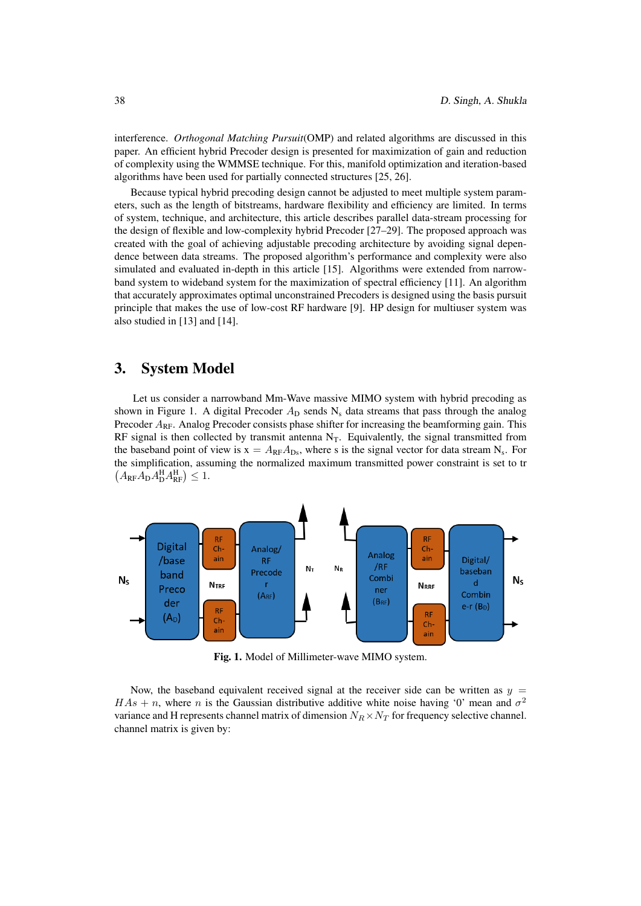interference. *Orthogonal Matching Pursuit*(OMP) and related algorithms are discussed in this paper. An efficient hybrid Precoder design is presented for maximization of gain and reduction of complexity using the WMMSE technique. For this, manifold optimization and iteration-based algorithms have been used for partially connected structures [25, 26].

Because typical hybrid precoding design cannot be adjusted to meet multiple system parameters, such as the length of bitstreams, hardware flexibility and efficiency are limited. In terms of system, technique, and architecture, this article describes parallel data-stream processing for the design of flexible and low-complexity hybrid Precoder [27–29]. The proposed approach was created with the goal of achieving adjustable precoding architecture by avoiding signal dependence between data streams. The proposed algorithm's performance and complexity were also simulated and evaluated in-depth in this article [15]. Algorithms were extended from narrowband system to wideband system for the maximization of spectral efficiency [11]. An algorithm that accurately approximates optimal unconstrained Precoders is designed using the basis pursuit principle that makes the use of low-cost RF hardware [9]. HP design for multiuser system was also studied in [13] and [14].

## 3. System Model

Let us consider a narrowband Mm-Wave massive MIMO system with hybrid precoding as shown in Figure 1. A digital Precoder $A_{\mathrm{D}}$ sends $\mathrm{N_s}$ data streams that pass through the analog Precoder $A_{\mathrm{RF}}$. Analog Precoder consists phase shifter for increasing the beamforming gain. This RF signal is then collected by transmit antenna $\mathrm{N_T}$. Equivalently, the signal transmitted from the baseband point of view is $\mathrm{x} = A_{\mathrm{RF}} A_{\mathrm{D}\mathrm{s}}$, where s is the signal vector for data stream $\mathrm{N_s}$. For the simplification, assuming the normalized maximum transmitted power constraint is set to tr $\left(A_{\mathrm{RF}} A_{\mathrm{D}} A_{\mathrm{D}}^{\mathrm{H}} A_{\mathrm{RF}}^{\mathrm{H}}\right) \leq 1$.

**Fig. 1.** Model of Millimeter-wave MIMO system.

Now, the baseband equivalent received signal at the receiver side can be written as $y = HAs + n$, where $n$ is the Gaussian distributive additive white noise having '0' mean and $\sigma^2$ variance and H represents channel matrix of dimension $N_R \times N_T$ for frequency selective channel. channel matrix is given by: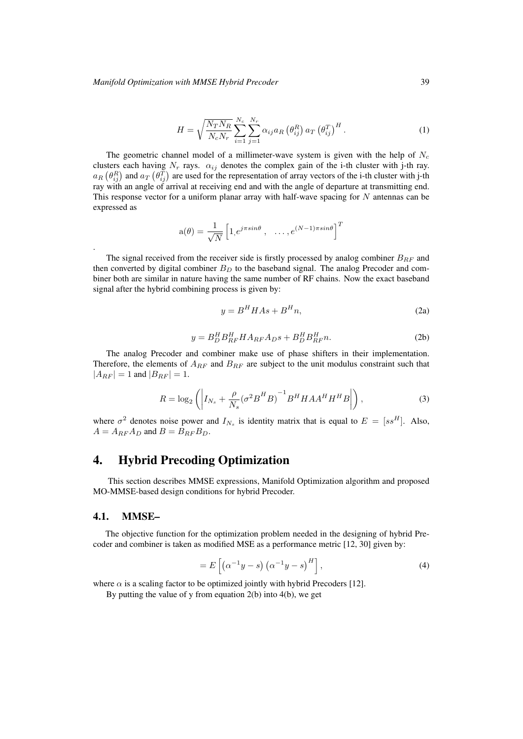$$H = \sqrt{\frac{N_T N_R}{N_c N_r}} \sum_{i=1}^{N_c} \sum_{j=1}^{N_r} \alpha_{ij} a_R \left(\theta_{ij}^R\right) a_T \left(\theta_{ij}^T\right)^H . \tag{1}$$

The geometric channel model of a millimeter-wave system is given with the help of $N_c$ clusters each having $N_r$ rays. $\alpha_{ij}$ denotes the complex gain of the i-th cluster with j-th ray. $a_R\left(\theta_{ij}^R\right)$ and $a_T\left(\theta_{ij}^T\right)$ are used for the representation of array vectors of the i-th cluster with j-th ray with an angle of arrival at receiving end and with the angle of departure at transmitting end. This response vector for a uniform planar array with half-wave spacing for $N$ antennas can be expressed as

$$\mathrm{a}(\theta) = \frac{1}{\sqrt{N}} \left[1, e^{j\pi sin\theta} , \quad \ldots, e^{(N-1)\pi sin\theta}\right]^T$$

.

The signal received from the receiver side is firstly processed by analog combiner $B_{RF}$ and then converted by digital combiner $B_D$ to the baseband signal. The analog Precoder and combiner both are similar in nature having the same number of RF chains. Now the exact baseband signal after the hybrid combining process is given by:

$$y = B^H HAs + B^H n, \tag{2a}$$

$$y = B_D^H B_{RF}^H H A_{RF} A_D s + B_D^H B_{RF}^H n. \tag{2b}$$

The analog Precoder and combiner make use of phase shifters in their implementation. Therefore, the elements of $A_{RF}$ and $B_{RF}$ are subject to the unit modulus constraint such that $|A_{RF}| = 1$ and $|B_{RF}| = 1$.

$$R = \log_2 \left( \left| I_{N_s} + \frac{\rho}{N_s} (\sigma^2 B^H B)^{-1} B^H H A A^H H^H B \right| \right), \tag{3}$$

where $\sigma^2$ denotes noise power and $I_{N_s}$ is identity matrix that is equal to $E = [ss^H]$. Also, $A = A_{RF} A_D$ and $B = B_{RF} B_D$.

# 4. Hybrid Precoding Optimization

This section describes MMSE expressions, Manifold Optimization algorithm and proposed MO-MMSE-based design conditions for hybrid Precoder.

## 4.1. MMSE–

The objective function for the optimization problem needed in the designing of hybrid Precoder and combiner is taken as modified MSE as a performance metric [12, 30] given by:

$$= E\left[\left(\alpha^{-1} y - s\right)\left(\alpha^{-1} y - s\right)^H\right], \tag{4}$$

where $\alpha$ is a scaling factor to be optimized jointly with hybrid Precoders [12].

By putting the value of y from equation 2(b) into 4(b), we get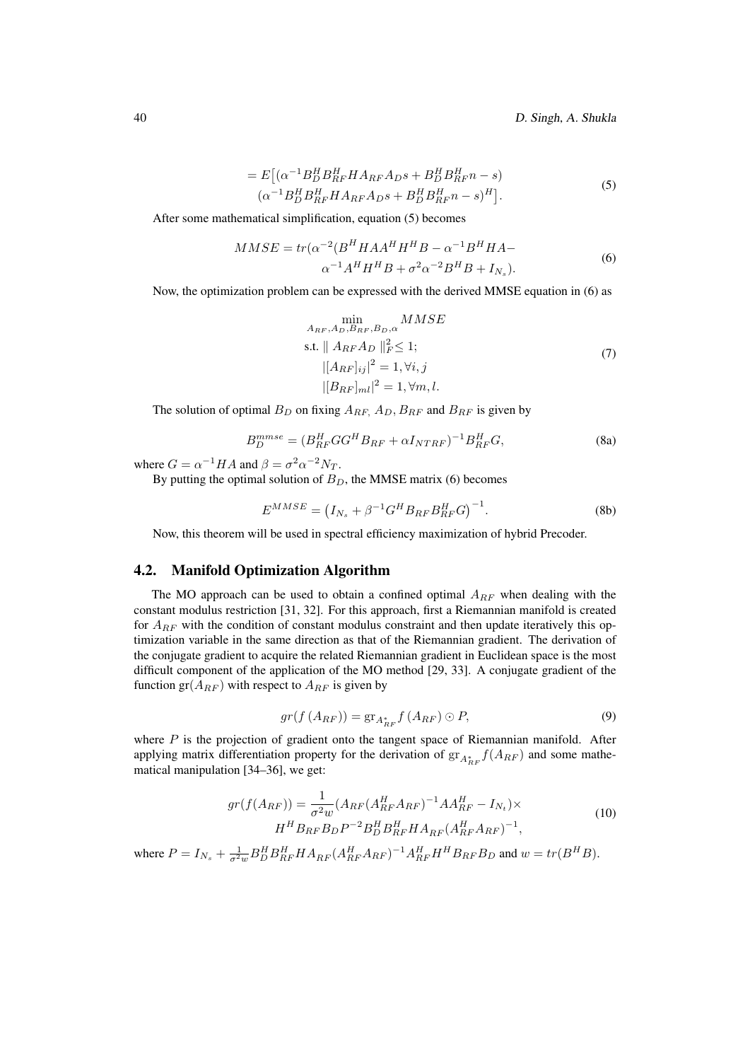$$= E\big[(\alpha^{-1}B_D^H B_{RF}^H H A_{RF} A_D s + B_D^H B_{RF}^H n - s)$$
$$(\alpha^{-1}B_D^H B_{RF}^H H A_{RF} A_D s + B_D^H B_{RF}^H n - s)^H\big]. \tag{5}$$

After some mathematical simplification, equation (5) becomes

$$MMSE = tr(\alpha^{-2}(B^H H A A^H H^H B - \alpha^{-1} B^H H A -$$
$$\alpha^{-1} A^H H^H B + \sigma^2 \alpha^{-2} B^H B + I_{N_s}). \tag{6}$$

Now, the optimization problem can be expressed with the derived MMSE equation in (6) as

$$\begin{aligned} &\min_{A_{RF}, A_D, B_{RF}, B_D, \alpha} MMSE \\ &\text{s.t. } \| A_{RF} A_D \|_F^2 \leq 1; \\ &\quad |[A_{RF}]_{ij}|^2 = 1, \forall i, j \\ &\quad |[B_{RF}]_{ml}|^2 = 1, \forall m, l. \end{aligned} \tag{7}$$

The solution of optimal $B_D$ on fixing $A_{RF,}$ $A_D, B_{RF}$ and $B_{RF}$ is given by

$$B_D^{mmse} = (B_{RF}^H G G^H B_{RF} + \alpha I_{NTRF})^{-1} B_{RF}^H G, \tag{8a}$$

where $G = \alpha^{-1} H A$ and $\beta = \sigma^2 \alpha^{-2} N_T$.

By putting the optimal solution of $B_D$, the MMSE matrix (6) becomes

$$E^{MMSE} = \left(I_{N_s} + \beta^{-1} G^H B_{RF} B_{RF}^H G\right)^{-1}. \tag{8b}$$

Now, this theorem will be used in spectral efficiency maximization of hybrid Precoder.

## 4.2. Manifold Optimization Algorithm

The MO approach can be used to obtain a confined optimal $A_{RF}$ when dealing with the constant modulus restriction [31, 32]. For this approach, first a Riemannian manifold is created for $A_{RF}$ with the condition of constant modulus constraint and then update iteratively this optimization variable in the same direction as that of the Riemannian gradient. The derivation of the conjugate gradient to acquire the related Riemannian gradient in Euclidean space is the most difficult component of the application of the MO method [29, 33]. A conjugate gradient of the function gr($A_{RF}$) with respect to $A_{RF}$ is given by

$$gr(f(A_{RF})) = \text{gr}_{A_{RF}^*} f(A_{RF}) \odot P, \tag{9}$$

where $P$ is the projection of gradient onto the tangent space of Riemannian manifold. After applying matrix differentiation property for the derivation of $\text{gr}_{A_{RF}^*} f(A_{RF})$ and some mathematical manipulation [34–36], we get:

$$gr(f(A_{RF})) = \frac{1}{\sigma^2 w}(A_{RF}(A_{RF}^H A_{RF})^{-1} A A_{RF}^H - I_{N_t}) \times$$
$$H^H B_{RF} B_D P^{-2} B_D^H B_{RF}^H H A_{RF} (A_{RF}^H A_{RF})^{-1}, \tag{10}$$

where $P = I_{N_s} + \frac{1}{\sigma^2 w} B_D^H B_{RF}^H H A_{RF} (A_{RF}^H A_{RF})^{-1} A_{RF}^H H^H B_{RF} B_D$ and $w = tr(B^H B)$.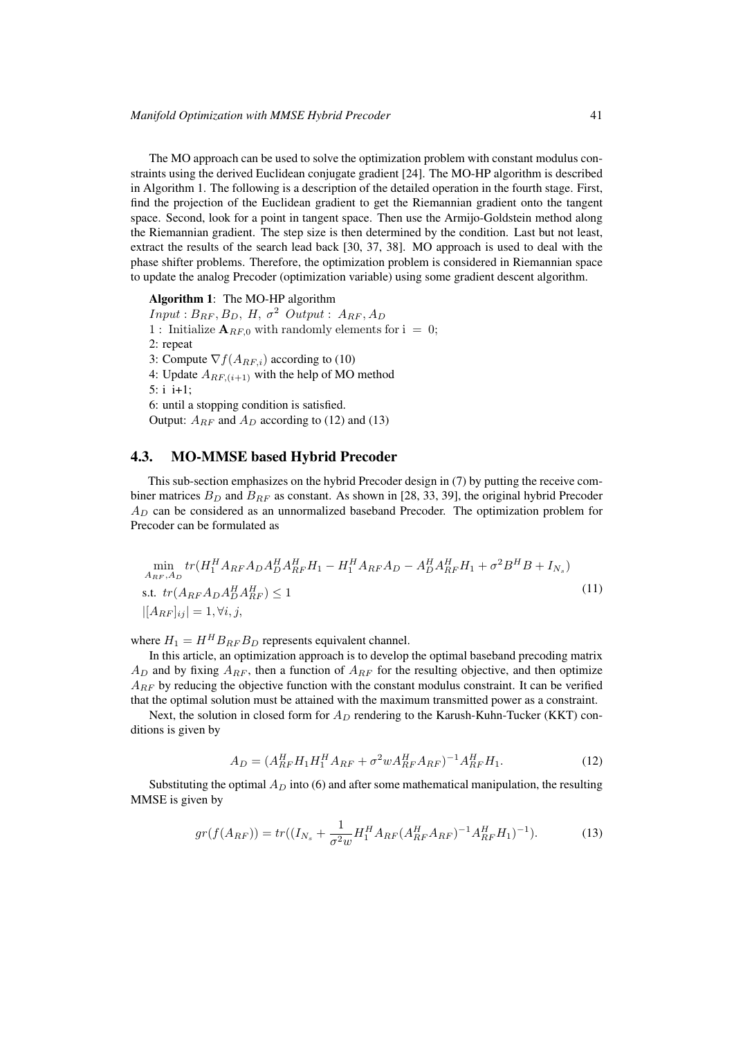The MO approach can be used to solve the optimization problem with constant modulus constraints using the derived Euclidean conjugate gradient [24]. The MO-HP algorithm is described in Algorithm 1. The following is a description of the detailed operation in the fourth stage. First, find the projection of the Euclidean gradient to get the Riemannian gradient onto the tangent space. Second, look for a point in tangent space. Then use the Armijo-Goldstein method along the Riemannian gradient. The step size is then determined by the condition. Last but not least, extract the results of the search lead back [30, 37, 38]. MO approach is used to deal with the phase shifter problems. Therefore, the optimization problem is considered in Riemannian space to update the analog Precoder (optimization variable) using some gradient descent algorithm.

**Algorithm 1**: The MO-HP algorithm

$Input : B_{RF}, B_D,\ H,\ \sigma^2\ \ Output :\ A_{RF}, A_D$

1 : Initialize $\mathbf{A}_{RF,0}$ with randomly elements for i $= 0$;

2: repeat

3: Compute $\nabla f(A_{RF,i})$ according to (10)

4: Update $A_{RF,(i+1)}$ with the help of MO method

5: i i+1;

6: until a stopping condition is satisfied.

Output: $A_{RF}$ and $A_D$ according to (12) and (13)

## 4.3. MO-MMSE based Hybrid Precoder

This sub-section emphasizes on the hybrid Precoder design in (7) by putting the receive combiner matrices $B_D$ and $B_{RF}$ as constant. As shown in [28, 33, 39], the original hybrid Precoder $A_D$ can be considered as an unnormalized baseband Precoder. The optimization problem for Precoder can be formulated as

$$
\begin{aligned}
&\min_{A_{RF},A_D} tr(H_1^H A_{RF} A_D A_D^H A_{RF}^H H_1 - H_1^H A_{RF} A_D - A_D^H A_{RF}^H H_1 + \sigma^2 B^H B + I_{N_s}) \\
&\text{s.t. } tr(A_{RF} A_D A_D^H A_{RF}^H) \le 1 \\
&|[A_{RF}]_{ij}| = 1, \forall i, j,
\end{aligned}
\tag{11}
$$

where $H_1 = H^H B_{RF} B_D$ represents equivalent channel.

In this article, an optimization approach is to develop the optimal baseband precoding matrix $A_D$ and by fixing $A_{RF}$, then a function of $A_{RF}$ for the resulting objective, and then optimize $A_{RF}$ by reducing the objective function with the constant modulus constraint. It can be verified that the optimal solution must be attained with the maximum transmitted power as a constraint.

Next, the solution in closed form for $A_D$ rendering to the Karush-Kuhn-Tucker (KKT) conditions is given by

$$
A_D = (A_{RF}^H H_1 H_1^H A_{RF} + \sigma^2 w A_{RF}^H A_{RF})^{-1} A_{RF}^H H_1. \tag{12}
$$

Substituting the optimal $A_D$ into (6) and after some mathematical manipulation, the resulting MMSE is given by

$$
gr(f(A_{RF})) = tr((I_{N_s} + \frac{1}{\sigma^2 w} H_1^H A_{RF} (A_{RF}^H A_{RF})^{-1} A_{RF}^H H_1)^{-1}). \tag{13}
$$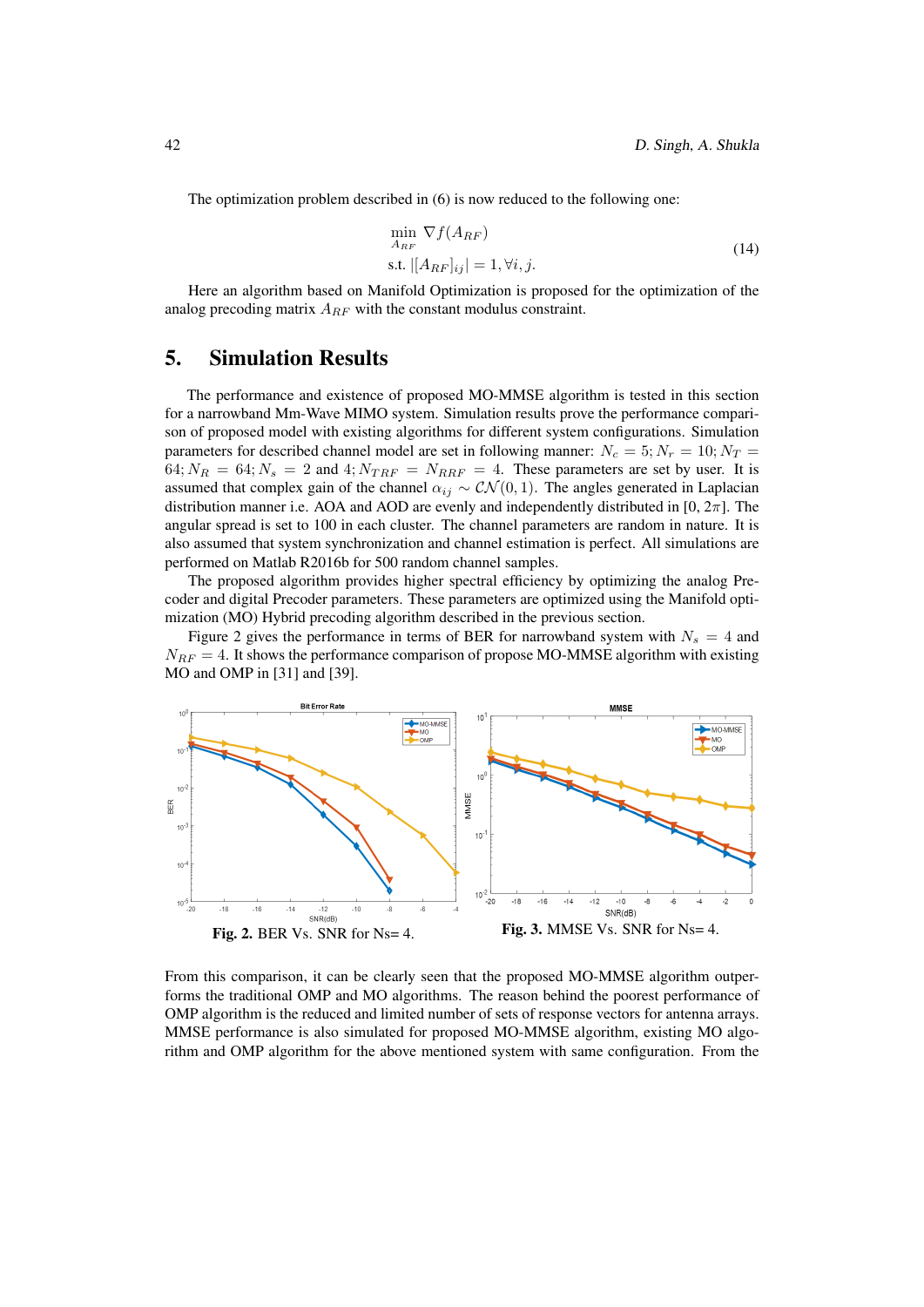The optimization problem described in (6) is now reduced to the following one:

$$\begin{aligned} &\min_{A_{RF}} \; \nabla f(A_{RF}) \\ &\text{s.t. } |[A_{RF}]_{ij}| = 1, \forall i, j. \end{aligned} \tag{14}$$

Here an algorithm based on Manifold Optimization is proposed for the optimization of the analog precoding matrix $A_{RF}$ with the constant modulus constraint.

## 5. Simulation Results

The performance and existence of proposed MO-MMSE algorithm is tested in this section for a narrowband Mm-Wave MIMO system. Simulation results prove the performance comparison of proposed model with existing algorithms for different system configurations. Simulation parameters for described channel model are set in following manner: $N_c = 5; N_r = 10; N_T = 64; N_R = 64; N_s = 2$ and $4; N_{TRF} = N_{RRF} = 4$. These parameters are set by user. It is assumed that complex gain of the channel $\alpha_{ij} \sim \mathcal{CN}(0, 1)$. The angles generated in Laplacian distribution manner i.e. AOA and AOD are evenly and independently distributed in $[0, 2\pi]$. The angular spread is set to 100 in each cluster. The channel parameters are random in nature. It is also assumed that system synchronization and channel estimation is perfect. All simulations are performed on Matlab R2016b for 500 random channel samples.

The proposed algorithm provides higher spectral efficiency by optimizing the analog Precoder and digital Precoder parameters. These parameters are optimized using the Manifold optimization (MO) Hybrid precoding algorithm described in the previous section.

Figure 2 gives the performance in terms of BER for narrowband system with $N_s = 4$ and $N_{RF} = 4$. It shows the performance comparison of propose MO-MMSE algorithm with existing MO and OMP in [31] and [39].

**Fig. 2.** BER Vs. SNR for Ns= 4.

**Fig. 3.** MMSE Vs. SNR for Ns= 4.

From this comparison, it can be clearly seen that the proposed MO-MMSE algorithm outperforms the traditional OMP and MO algorithms. The reason behind the poorest performance of OMP algorithm is the reduced and limited number of sets of response vectors for antenna arrays. MMSE performance is also simulated for proposed MO-MMSE algorithm, existing MO algorithm and OMP algorithm for the above mentioned system with same configuration. From the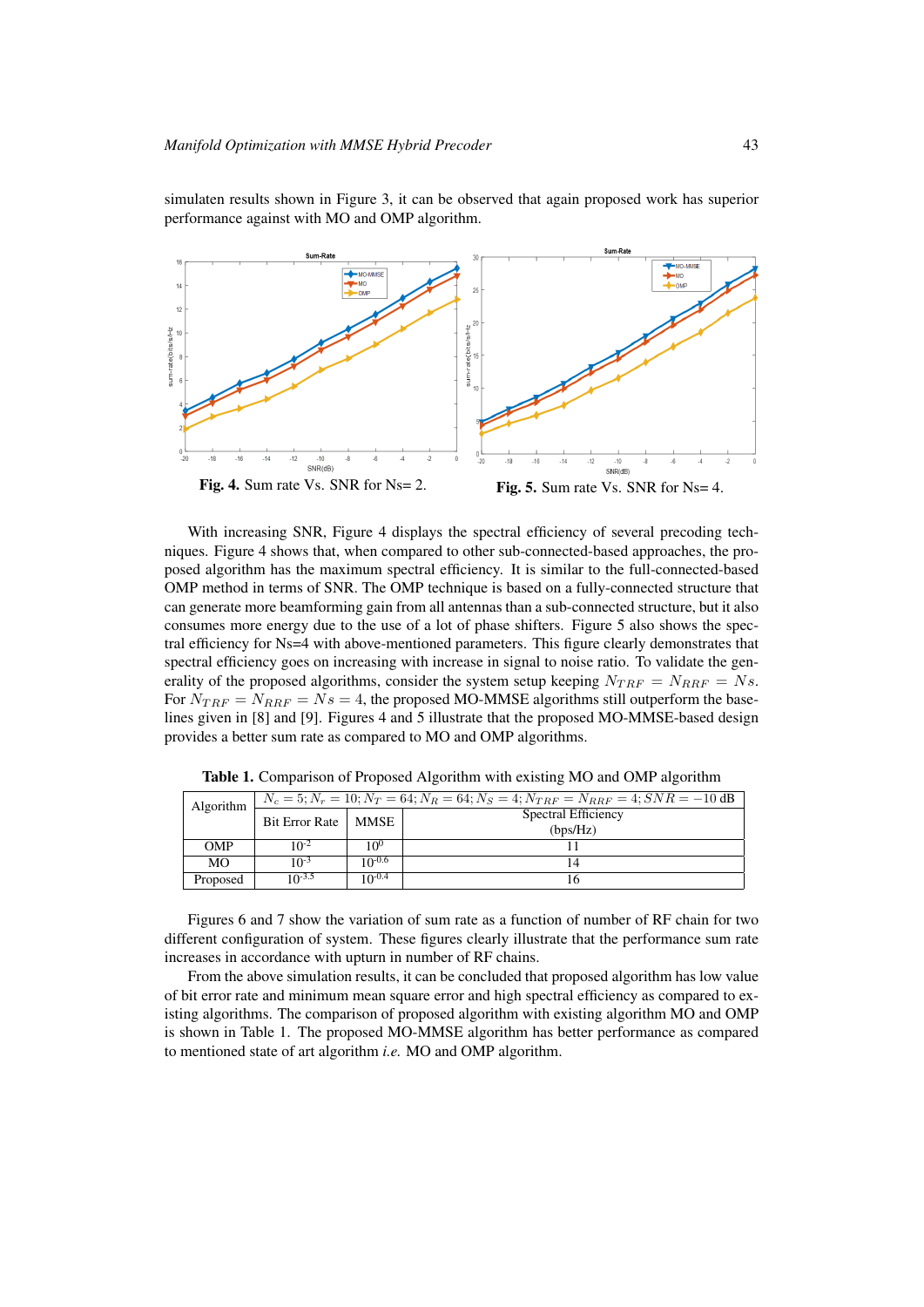simulaten results shown in Figure 3, it can be observed that again proposed work has superior performance against with MO and OMP algorithm.

**Fig. 4.** Sum rate Vs. SNR for Ns= 2.

**Fig. 5.** Sum rate Vs. SNR for Ns= 4.

With increasing SNR, Figure 4 displays the spectral efficiency of several precoding techniques. Figure 4 shows that, when compared to other sub-connected-based approaches, the proposed algorithm has the maximum spectral efficiency. It is similar to the full-connected-based OMP method in terms of SNR. The OMP technique is based on a fully-connected structure that can generate more beamforming gain from all antennas than a sub-connected structure, but it also consumes more energy due to the use of a lot of phase shifters. Figure 5 also shows the spectral efficiency for Ns=4 with above-mentioned parameters. This figure clearly demonstrates that spectral efficiency goes on increasing with increase in signal to noise ratio. To validate the generality of the proposed algorithms, consider the system setup keeping $N_{TRF} = N_{RRF} = Ns$. For $N_{TRF} = N_{RRF} = Ns = 4$, the proposed MO-MMSE algorithms still outperform the baselines given in [8] and [9]. Figures 4 and 5 illustrate that the proposed MO-MMSE-based design provides a better sum rate as compared to MO and OMP algorithms.

**Table 1.** Comparison of Proposed Algorithm with existing MO and OMP algorithm

| Algorithm | $N_c = 5; N_r = 10; N_T = 64; N_R = 64; N_S = 4; N_{TRF} = N_{RRF} = 4; SNR = -10$ dB | | |
|---|---|---|---|
| | Bit Error Rate | MMSE | Spectral Efficiency (bps/Hz) |
| OMP | $10^{-2}$ | $10^{0}$ | 11 |
| MO | $10^{-3}$ | $10^{-0.6}$ | 14 |
| Proposed | $10^{-3.5}$ | $10^{-0.4}$ | 16 |

Figures 6 and 7 show the variation of sum rate as a function of number of RF chain for two different configuration of system. These figures clearly illustrate that the performance sum rate increases in accordance with upturn in number of RF chains.

From the above simulation results, it can be concluded that proposed algorithm has low value of bit error rate and minimum mean square error and high spectral efficiency as compared to existing algorithms. The comparison of proposed algorithm with existing algorithm MO and OMP is shown in Table 1. The proposed MO-MMSE algorithm has better performance as compared to mentioned state of art algorithm *i.e.* MO and OMP algorithm.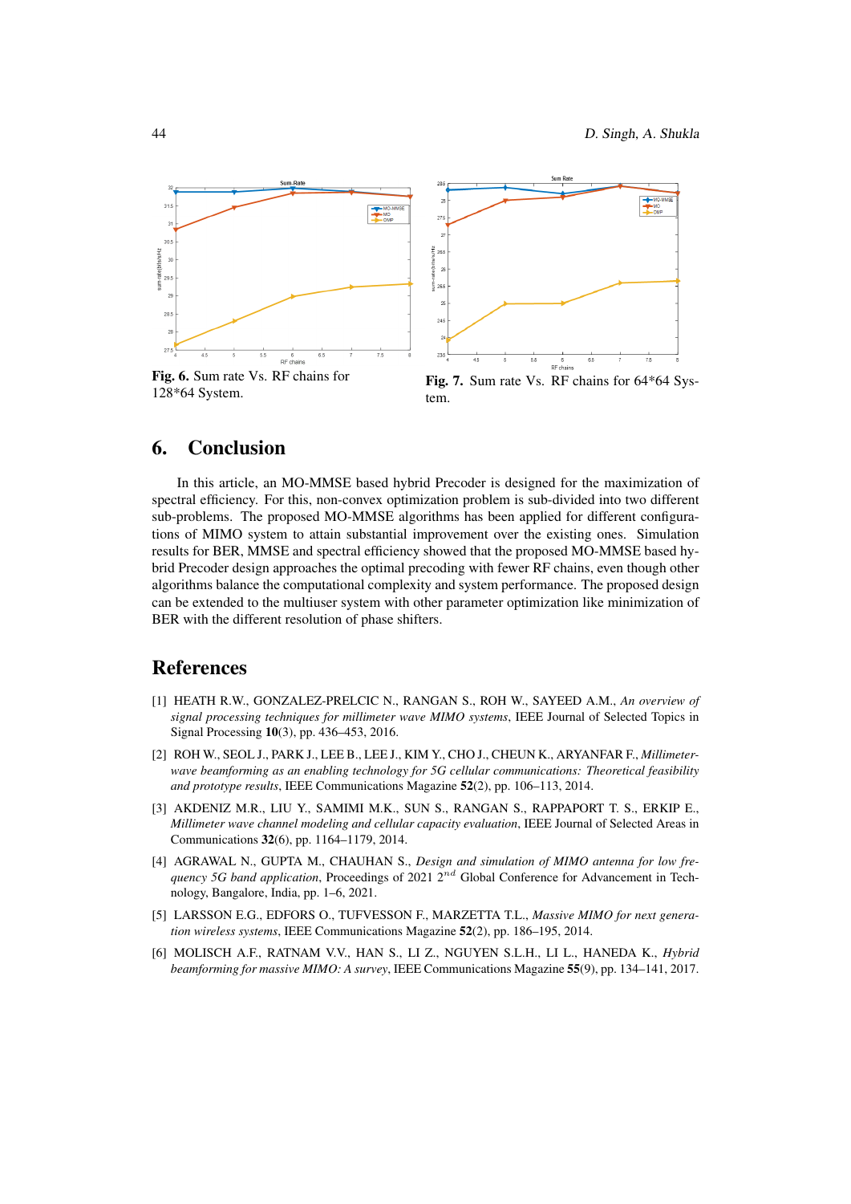Fig. 6. Sum rate Vs. RF chains for 128*64 System.

Fig. 7. Sum rate Vs. RF chains for 64*64 System.

## 6. Conclusion

In this article, an MO-MMSE based hybrid Precoder is designed for the maximization of spectral efficiency. For this, non-convex optimization problem is sub-divided into two different sub-problems. The proposed MO-MMSE algorithms has been applied for different configurations of MIMO system to attain substantial improvement over the existing ones. Simulation results for BER, MMSE and spectral efficiency showed that the proposed MO-MMSE based hybrid Precoder design approaches the optimal precoding with fewer RF chains, even though other algorithms balance the computational complexity and system performance. The proposed design can be extended to the multiuser system with other parameter optimization like minimization of BER with the different resolution of phase shifters.

## References

[1] HEATH R.W., GONZALEZ-PRELCIC N., RANGAN S., ROH W., SAYEED A.M., *An overview of signal processing techniques for millimeter wave MIMO systems*, IEEE Journal of Selected Topics in Signal Processing **10**(3), pp. 436–453, 2016.

[2] ROH W., SEOL J., PARK J., LEE B., LEE J., KIM Y., CHO J., CHEUN K., ARYANFAR F., *Millimeter-wave beamforming as an enabling technology for 5G cellular communications: Theoretical feasibility and prototype results*, IEEE Communications Magazine **52**(2), pp. 106–113, 2014.

[3] AKDENIZ M.R., LIU Y., SAMIMI M.K., SUN S., RANGAN S., RAPPAPORT T. S., ERKIP E., *Millimeter wave channel modeling and cellular capacity evaluation*, IEEE Journal of Selected Areas in Communications **32**(6), pp. 1164–1179, 2014.

[4] AGRAWAL N., GUPTA M., CHAUHAN S., *Design and simulation of MIMO antenna for low frequency 5G band application*, Proceedings of 2021 $2^{nd}$ Global Conference for Advancement in Technology, Bangalore, India, pp. 1–6, 2021.

[5] LARSSON E.G., EDFORS O., TUFVESSON F., MARZETTA T.L., *Massive MIMO for next generation wireless systems*, IEEE Communications Magazine **52**(2), pp. 186–195, 2014.

[6] MOLISCH A.F., RATNAM V.V., HAN S., LI Z., NGUYEN S.L.H., LI L., HANEDA K., *Hybrid beamforming for massive MIMO: A survey*, IEEE Communications Magazine **55**(9), pp. 134–141, 2017.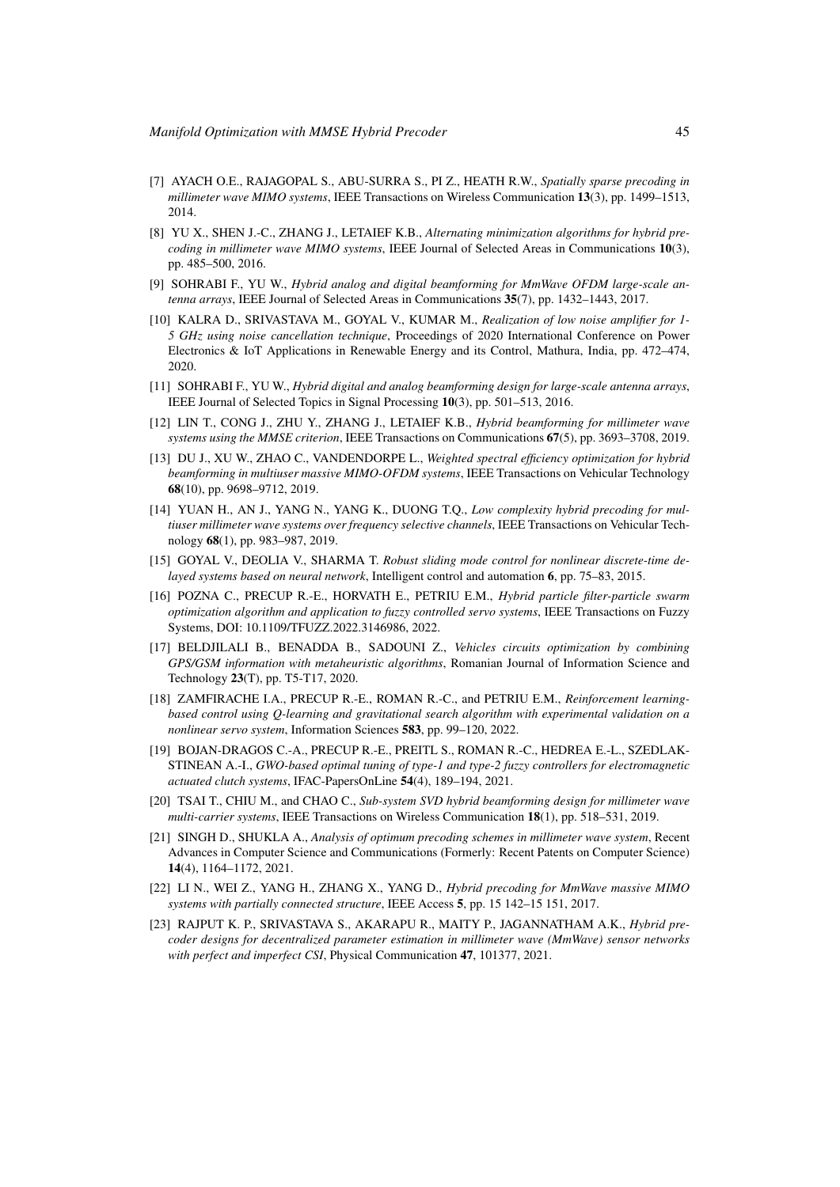[7] AYACH O.E., RAJAGOPAL S., ABU-SURRA S., PI Z., HEATH R.W., *Spatially sparse precoding in millimeter wave MIMO systems*, IEEE Transactions on Wireless Communication **13**(3), pp. 1499–1513, 2014.

[8] YU X., SHEN J.-C., ZHANG J., LETAIEF K.B., *Alternating minimization algorithms for hybrid precoding in millimeter wave MIMO systems*, IEEE Journal of Selected Areas in Communications **10**(3), pp. 485–500, 2016.

[9] SOHRABI F., YU W., *Hybrid analog and digital beamforming for MmWave OFDM large-scale antenna arrays*, IEEE Journal of Selected Areas in Communications **35**(7), pp. 1432–1443, 2017.

[10] KALRA D., SRIVASTAVA M., GOYAL V., KUMAR M., *Realization of low noise amplifier for 1-5 GHz using noise cancellation technique*, Proceedings of 2020 International Conference on Power Electronics & IoT Applications in Renewable Energy and its Control, Mathura, India, pp. 472–474, 2020.

[11] SOHRABI F., YU W., *Hybrid digital and analog beamforming design for large-scale antenna arrays*, IEEE Journal of Selected Topics in Signal Processing **10**(3), pp. 501–513, 2016.

[12] LIN T., CONG J., ZHU Y., ZHANG J., LETAIEF K.B., *Hybrid beamforming for millimeter wave systems using the MMSE criterion*, IEEE Transactions on Communications **67**(5), pp. 3693–3708, 2019.

[13] DU J., XU W., ZHAO C., VANDENDORPE L., *Weighted spectral efficiency optimization for hybrid beamforming in multiuser massive MIMO-OFDM systems*, IEEE Transactions on Vehicular Technology **68**(10), pp. 9698–9712, 2019.

[14] YUAN H., AN J., YANG N., YANG K., DUONG T.Q., *Low complexity hybrid precoding for multiuser millimeter wave systems over frequency selective channels*, IEEE Transactions on Vehicular Technology **68**(1), pp. 983–987, 2019.

[15] GOYAL V., DEOLIA V., SHARMA T. *Robust sliding mode control for nonlinear discrete-time delayed systems based on neural network*, Intelligent control and automation **6**, pp. 75–83, 2015.

[16] POZNA C., PRECUP R.-E., HORVATH E., PETRIU E.M., *Hybrid particle filter-particle swarm optimization algorithm and application to fuzzy controlled servo systems*, IEEE Transactions on Fuzzy Systems, DOI: 10.1109/TFUZZ.2022.3146986, 2022.

[17] BELDJILALI B., BENADDA B., SADOUNI Z., *Vehicles circuits optimization by combining GPS/GSM information with metaheuristic algorithms*, Romanian Journal of Information Science and Technology **23**(T), pp. T5-T17, 2020.

[18] ZAMFIRACHE I.A., PRECUP R.-E., ROMAN R.-C., and PETRIU E.M., *Reinforcement learning-based control using Q-learning and gravitational search algorithm with experimental validation on a nonlinear servo system*, Information Sciences **583**, pp. 99–120, 2022.

[19] BOJAN-DRAGOS C.-A., PRECUP R.-E., PREITL S., ROMAN R.-C., HEDREA E.-L., SZEDLAK-STINEAN A.-I., *GWO-based optimal tuning of type-1 and type-2 fuzzy controllers for electromagnetic actuated clutch systems*, IFAC-PapersOnLine **54**(4), 189–194, 2021.

[20] TSAI T., CHIU M., and CHAO C., *Sub-system SVD hybrid beamforming design for millimeter wave multi-carrier systems*, IEEE Transactions on Wireless Communication **18**(1), pp. 518–531, 2019.

[21] SINGH D., SHUKLA A., *Analysis of optimum precoding schemes in millimeter wave system*, Recent Advances in Computer Science and Communications (Formerly: Recent Patents on Computer Science) **14**(4), 1164–1172, 2021.

[22] LI N., WEI Z., YANG H., ZHANG X., YANG D., *Hybrid precoding for MmWave massive MIMO systems with partially connected structure*, IEEE Access **5**, pp. 15 142–15 151, 2017.

[23] RAJPUT K. P., SRIVASTAVA S., AKARAPU R., MAITY P., JAGANNATHAM A.K., *Hybrid precoder designs for decentralized parameter estimation in millimeter wave (MmWave) sensor networks with perfect and imperfect CSI*, Physical Communication **47**, 101377, 2021.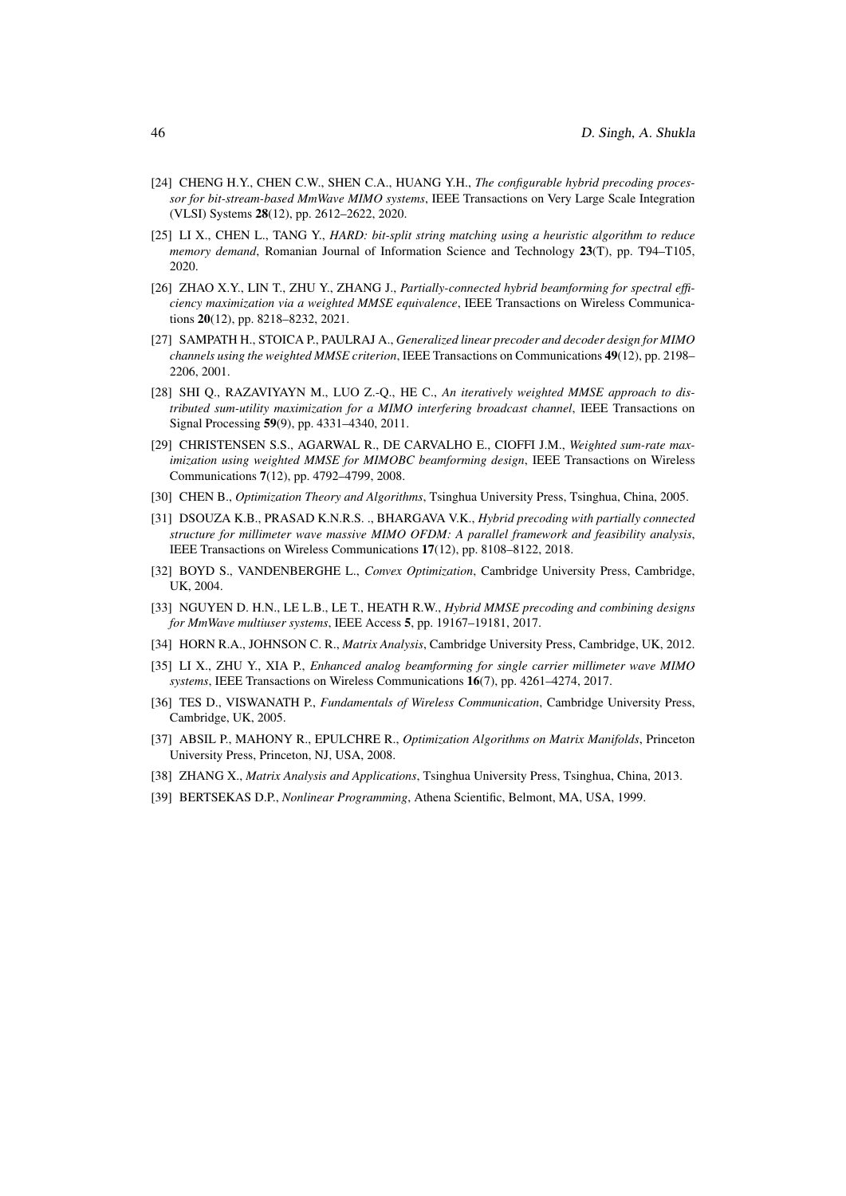[24] CHENG H.Y., CHEN C.W., SHEN C.A., HUANG Y.H., *The configurable hybrid precoding processor for bit-stream-based MmWave MIMO systems*, IEEE Transactions on Very Large Scale Integration (VLSI) Systems **28**(12), pp. 2612–2622, 2020.

[25] LI X., CHEN L., TANG Y., *HARD: bit-split string matching using a heuristic algorithm to reduce memory demand*, Romanian Journal of Information Science and Technology **23**(T), pp. T94–T105, 2020.

[26] ZHAO X.Y., LIN T., ZHU Y., ZHANG J., *Partially-connected hybrid beamforming for spectral efficiency maximization via a weighted MMSE equivalence*, IEEE Transactions on Wireless Communications **20**(12), pp. 8218–8232, 2021.

[27] SAMPATH H., STOICA P., PAULRAJ A., *Generalized linear precoder and decoder design for MIMO channels using the weighted MMSE criterion*, IEEE Transactions on Communications **49**(12), pp. 2198–2206, 2001.

[28] SHI Q., RAZAVIYAYN M., LUO Z.-Q., HE C., *An iteratively weighted MMSE approach to distributed sum-utility maximization for a MIMO interfering broadcast channel*, IEEE Transactions on Signal Processing **59**(9), pp. 4331–4340, 2011.

[29] CHRISTENSEN S.S., AGARWAL R., DE CARVALHO E., CIOFFI J.M., *Weighted sum-rate maximization using weighted MMSE for MIMOBC beamforming design*, IEEE Transactions on Wireless Communications **7**(12), pp. 4792–4799, 2008.

[30] CHEN B., *Optimization Theory and Algorithms*, Tsinghua University Press, Tsinghua, China, 2005.

[31] DSOUZA K.B., PRASAD K.N.R.S. ., BHARGAVA V.K., *Hybrid precoding with partially connected structure for millimeter wave massive MIMO OFDM: A parallel framework and feasibility analysis*, IEEE Transactions on Wireless Communications **17**(12), pp. 8108–8122, 2018.

[32] BOYD S., VANDENBERGHE L., *Convex Optimization*, Cambridge University Press, Cambridge, UK, 2004.

[33] NGUYEN D. H.N., LE L.B., LE T., HEATH R.W., *Hybrid MMSE precoding and combining designs for MmWave multiuser systems*, IEEE Access **5**, pp. 19167–19181, 2017.

[34] HORN R.A., JOHNSON C. R., *Matrix Analysis*, Cambridge University Press, Cambridge, UK, 2012.

[35] LI X., ZHU Y., XIA P., *Enhanced analog beamforming for single carrier millimeter wave MIMO systems*, IEEE Transactions on Wireless Communications **16**(7), pp. 4261–4274, 2017.

[36] TES D., VISWANATH P., *Fundamentals of Wireless Communication*, Cambridge University Press, Cambridge, UK, 2005.

[37] ABSIL P., MAHONY R., EPULCHRE R., *Optimization Algorithms on Matrix Manifolds*, Princeton University Press, Princeton, NJ, USA, 2008.

[38] ZHANG X., *Matrix Analysis and Applications*, Tsinghua University Press, Tsinghua, China, 2013.

[39] BERTSEKAS D.P., *Nonlinear Programming*, Athena Scientific, Belmont, MA, USA, 1999.